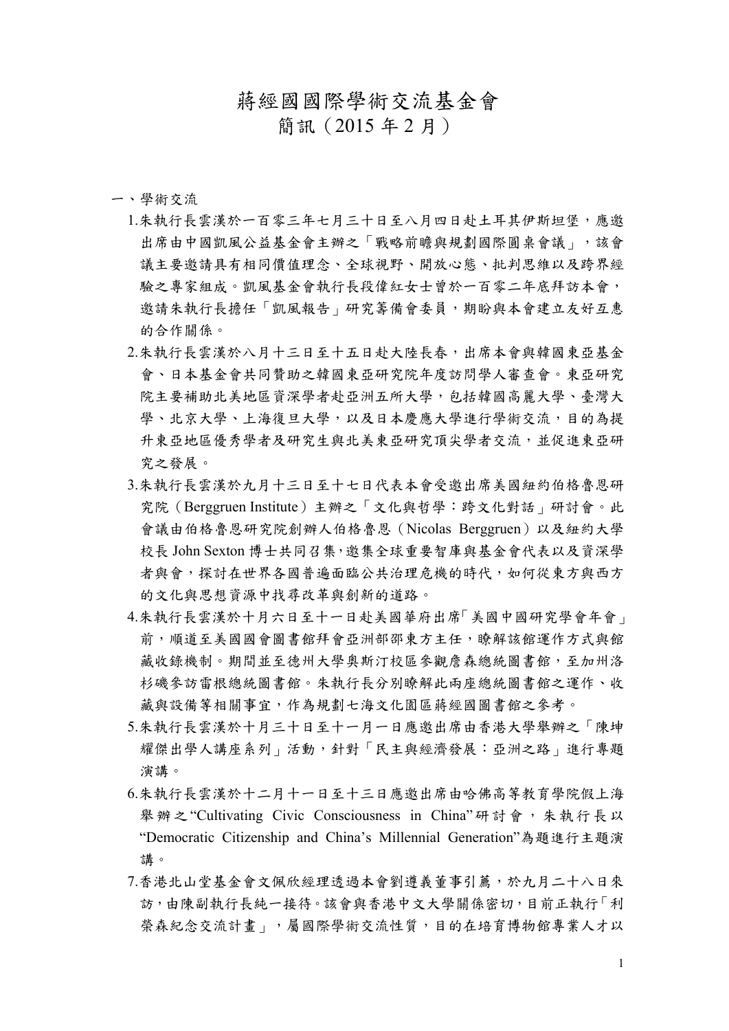# 蔣經國國際學術交流基金會
## 簡訊（2015 年 2 月）

一、學術交流

1. 朱執行長雲漢於一百零三年七月三十日至八月四日赴土耳其伊斯坦堡，應邀出席由中國凱風公益基金會主辦之「戰略前瞻與規劃國際圓桌會議」，該會議主要邀請具有相同價值理念、全球視野、開放心態、批判思維以及跨界經驗之專家組成。凱風基金會執行長段偉紅女士曾於一百零二年底拜訪本會，邀請朱執行長擔任「凱風報告」研究籌備會委員，期盼與本會建立友好互惠的合作關係。

2. 朱執行長雲漢於八月十三日至十五日赴大陸長春，出席本會與韓國東亞基金會、日本基金會共同贊助之韓國東亞研究院年度訪問學人審查會。東亞研究院主要補助北美地區資深學者赴亞洲五所大學，包括韓國高麗大學、臺灣大學、北京大學、上海復旦大學，以及日本慶應大學進行學術交流，目的為提升東亞地區優秀學者及研究生與北美東亞研究頂尖學者交流，並促進東亞研究之發展。

3. 朱執行長雲漢於九月十三日至十七日代表本會受邀出席美國紐約伯格魯恩研究院（Berggruen Institute）主辦之「文化與哲學：跨文化對話」研討會。此會議由伯格魯恩研究院創辦人伯格魯恩（Nicolas Berggruen）以及紐約大學校長 John Sexton 博士共同召集，邀集全球重要智庫與基金會代表以及資深學者與會，探討在世界各國普遍面臨公共治理危機的時代，如何從東方與西方的文化與思想資源中找尋改革與創新的道路。

4. 朱執行長雲漢於十月六日至十一日赴美國華府出席「美國中國研究學會年會」前，順道至美國國會圖書館拜會亞洲部邵東方主任，瞭解該館運作方式與館藏收錄機制。期間並至德州大學奧斯汀校區參觀詹森總統圖書館，至加州洛杉磯參訪雷根總統圖書館。朱執行長分別瞭解此兩座總統圖書館之運作、收藏與設備等相關事宜，作為規劃七海文化園區蔣經國圖書館之參考。

5. 朱執行長雲漢於十月三十日至十一月一日應邀出席由香港大學舉辦之「陳坤耀傑出學人講座系列」活動，針對「民主與經濟發展：亞洲之路」進行專題演講。

6. 朱執行長雲漢於十二月十一日至十三日應邀出席由哈佛高等教育學院假上海舉辦之"Cultivating Civic Consciousness in China"研討會，朱執行長以"Democratic Citizenship and China's Millennial Generation"為題進行主題演講。

7. 香港北山堂基金會文佩欣經理透過本會劉遵義董事引薦，於九月二十八日來訪，由陳副執行長純一接待。該會與香港中文大學關係密切，目前正執行「利榮森紀念交流計畫」，屬國際學術交流性質，目的在培育博物館專業人才以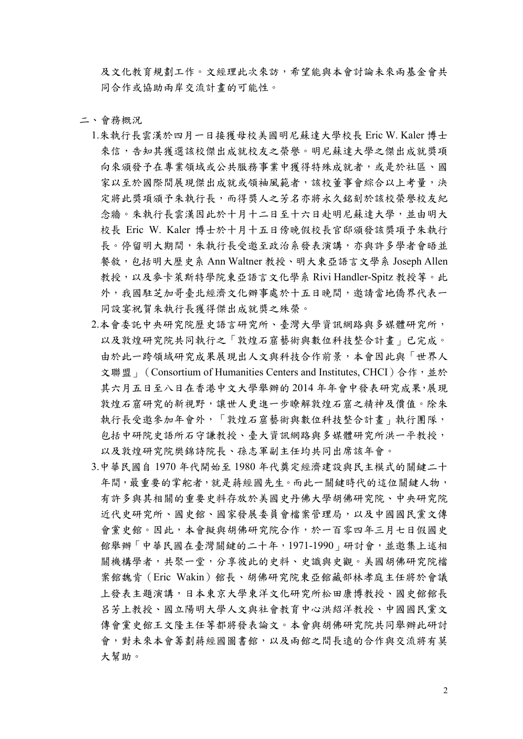及文化教育規劃工作。文經理此次來訪，希望能與本會討論未來兩基金會共同合作或協助兩岸交流計畫的可能性。

二、會務概況

1.朱執行長雲漢於四月一日接獲母校美國明尼蘇達大學校長 Eric W. Kaler 博士來信，告知其獲選該校傑出成就校友之榮譽。明尼蘇達大學之傑出成就獎項向來頒發予在專業領域或公共服務事業中獲得特殊成就者，或是於社區、國家以至於國際間展現傑出成就或領袖風範者，該校董事會綜合以上考量，決定將此獎項頒予朱執行長，而得獎人之芳名亦將永久銘刻於該校榮譽校友紀念牆。朱執行長雲漢因此於十月十二日至十六日赴明尼蘇達大學，並由明大校長 Eric W. Kaler 博士於十月十五日傍晚假校長官邸頒發該獎項予朱執行長。停留明大期間，朱執行長受邀至政治系發表演講，亦與許多學者會晤並餐敘，包括明大歷史系 Ann Waltner 教授、明大東亞語言文學系 Joseph Allen 教授，以及麥卡萊斯特學院東亞語言文化學系 Rivi Handler-Spitz 教授等。此外，我國駐芝加哥臺北經濟文化辦事處於十五日晚間，邀請當地僑界代表一同設宴祝賀朱執行長獲得傑出成就獎之殊榮。

2.本會委託中央研究院歷史語言研究所、臺灣大學資訊網路與多媒體研究所，以及敦煌研究院共同執行之「敦煌石窟藝術與數位科技整合計畫」已完成。由於此一跨領域研究成果展現出人文與科技合作前景，本會因此與「世界人文聯盟」（Consortium of Humanities Centers and Institutes, CHCI）合作，並於其六月五日至八日在香港中文大學舉辦的 2014 年年會中發表研究成果,展現敦煌石窟研究的新視野，讓世人更進一步瞭解敦煌石窟之精神及價值。除朱執行長受邀參加年會外，「敦煌石窟藝術與數位科技整合計畫」執行團隊，包括中研院史語所石守謙教授、臺大資訊網路與多媒體研究所洪一平教授，以及敦煌研究院樊錦詩院長、孫志軍副主任均共同出席該年會。

3.中華民國自 1970 年代開始至 1980 年代奠定經濟建設與民主模式的關鍵二十年間，最重要的掌舵者，就是蔣經國先生。而此一關鍵時代的這位關鍵人物，有許多與其相關的重要史料存放於美國史丹佛大學胡佛研究院、中央研究院近代史研究所、國史館、國家發展委員會檔案管理局，以及中國國民黨文傳會黨史館。因此，本會擬與胡佛研究院合作，於一百零四年三月七日假國史館舉辦「中華民國在臺灣關鍵的二十年，1971-1990」研討會，並邀集上述相關機構學者，共聚一堂，分享彼此的史料、史識與史觀。美國胡佛研究院檔案館魏肯（Eric Wakin）館長、胡佛研究院東亞館藏部林孝庭主任將於會議上發表主題演講，日本東京大學東洋文化研究所松田康博教授、國史館館長呂芳上教授、國立陽明大學人文與社會教育中心洪紹洋教授、中國國民黨文傳會黨史館王文隆主任等都將發表論文。本會與胡佛研究院共同舉辦此研討會，對未來本會籌劃蔣經國圖書館，以及兩館之間長遠的合作與交流將有莫大幫助。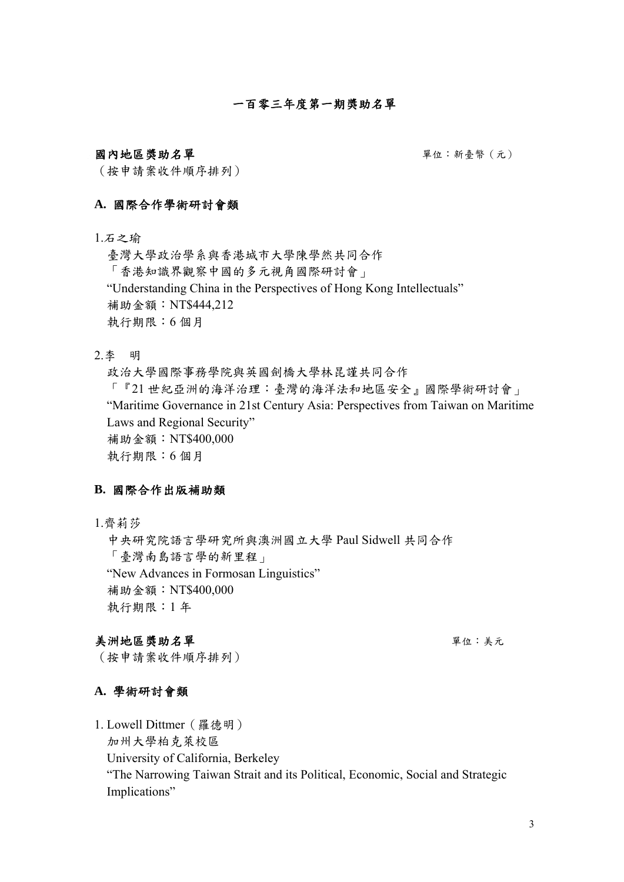# 一百零三年度第一期獎助名單

## 國內地區獎助名單

單位：新臺幣（元）

（按申請案收件順序排列）

### A. 國際合作學術研討會類

1.石之瑜

臺灣大學政治學系與香港城市大學陳學然共同合作

「香港知識界觀察中國的多元視角國際研討會」

"Understanding China in the Perspectives of Hong Kong Intellectuals"

補助金額：NT$444,212

執行期限：6 個月

2.李　明

政治大學國際事務學院與英國劍橋大學林昆謹共同合作

「『21 世紀亞洲的海洋治理：臺灣的海洋法和地區安全』國際學術研討會」

"Maritime Governance in 21st Century Asia: Perspectives from Taiwan on Maritime Laws and Regional Security"

補助金額：NT$400,000

執行期限：6 個月

### B. 國際合作出版補助類

1.齊莉莎

中央研究院語言學研究所與澳洲國立大學 Paul Sidwell 共同合作

「臺灣南島語言學的新里程」

"New Advances in Formosan Linguistics"

補助金額：NT$400,000

執行期限：1 年

## 美洲地區獎助名單

單位：美元

（按申請案收件順序排列）

### A. 學術研討會類

1. Lowell Dittmer（羅德明）

加州大學柏克萊校區

University of California, Berkeley

"The Narrowing Taiwan Strait and its Political, Economic, Social and Strategic Implications"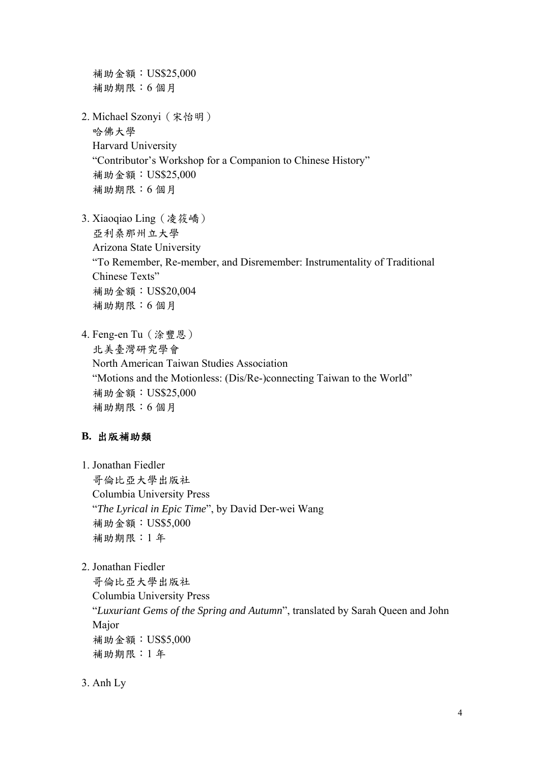補助金額：US$25,000
補助期限：6 個月

2. Michael Szonyi（宋怡明）
   哈佛大學
   Harvard University
   "Contributor's Workshop for a Companion to Chinese History"
   補助金額：US$25,000
   補助期限：6 個月

3. Xiaoqiao Ling（凌筱嶠）
   亞利桑那州立大學
   Arizona State University
   "To Remember, Re-member, and Disremember: Instrumentality of Traditional Chinese Texts"
   補助金額：US$20,004
   補助期限：6 個月

4. Feng-en Tu（涂豐恩）
   北美臺灣研究學會
   North American Taiwan Studies Association
   "Motions and the Motionless: (Dis/Re-)connecting Taiwan to the World"
   補助金額：US$25,000
   補助期限：6 個月

**B. 出版補助類**

1. Jonathan Fiedler
   哥倫比亞大學出版社
   Columbia University Press
   "*The Lyrical in Epic Time*", by David Der-wei Wang
   補助金額：US$5,000
   補助期限：1 年

2. Jonathan Fiedler
   哥倫比亞大學出版社
   Columbia University Press
   "*Luxuriant Gems of the Spring and Autumn*", translated by Sarah Queen and John Major
   補助金額：US$5,000
   補助期限：1 年

3. Anh Ly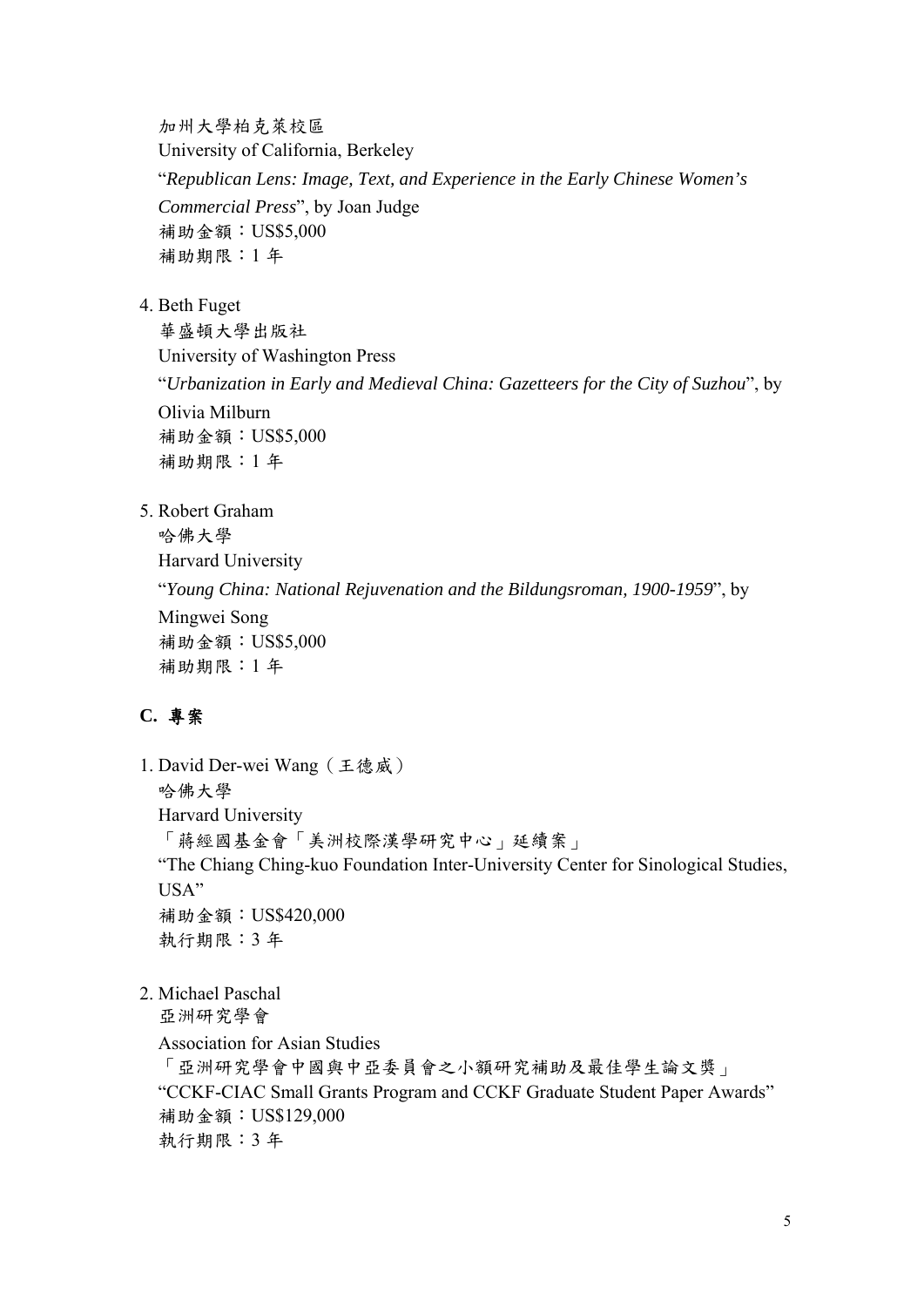加州大學柏克萊校區
University of California, Berkeley
"*Republican Lens: Image, Text, and Experience in the Early Chinese Women's Commercial Press*", by Joan Judge
補助金額：US$5,000
補助期限：1 年

4. Beth Fuget
   華盛頓大學出版社
   University of Washington Press
   "*Urbanization in Early and Medieval China: Gazetteers for the City of Suzhou*", by Olivia Milburn
   補助金額：US$5,000
   補助期限：1 年

5. Robert Graham
   哈佛大學
   Harvard University
   "*Young China: National Rejuvenation and the Bildungsroman, 1900-1959*", by Mingwei Song
   補助金額：US$5,000
   補助期限：1 年

## C. 專案

1. David Der-wei Wang（王德威）
   哈佛大學
   Harvard University
   「蔣經國基金會「美洲校際漢學研究中心」延續案」
   "The Chiang Ching-kuo Foundation Inter-University Center for Sinological Studies, USA"
   補助金額：US$420,000
   執行期限：3 年

2. Michael Paschal
   亞洲研究學會
   Association for Asian Studies
   「亞洲研究學會中國與中亞委員會之小額研究補助及最佳學生論文獎」
   "CCKF-CIAC Small Grants Program and CCKF Graduate Student Paper Awards"
   補助金額：US$129,000
   執行期限：3 年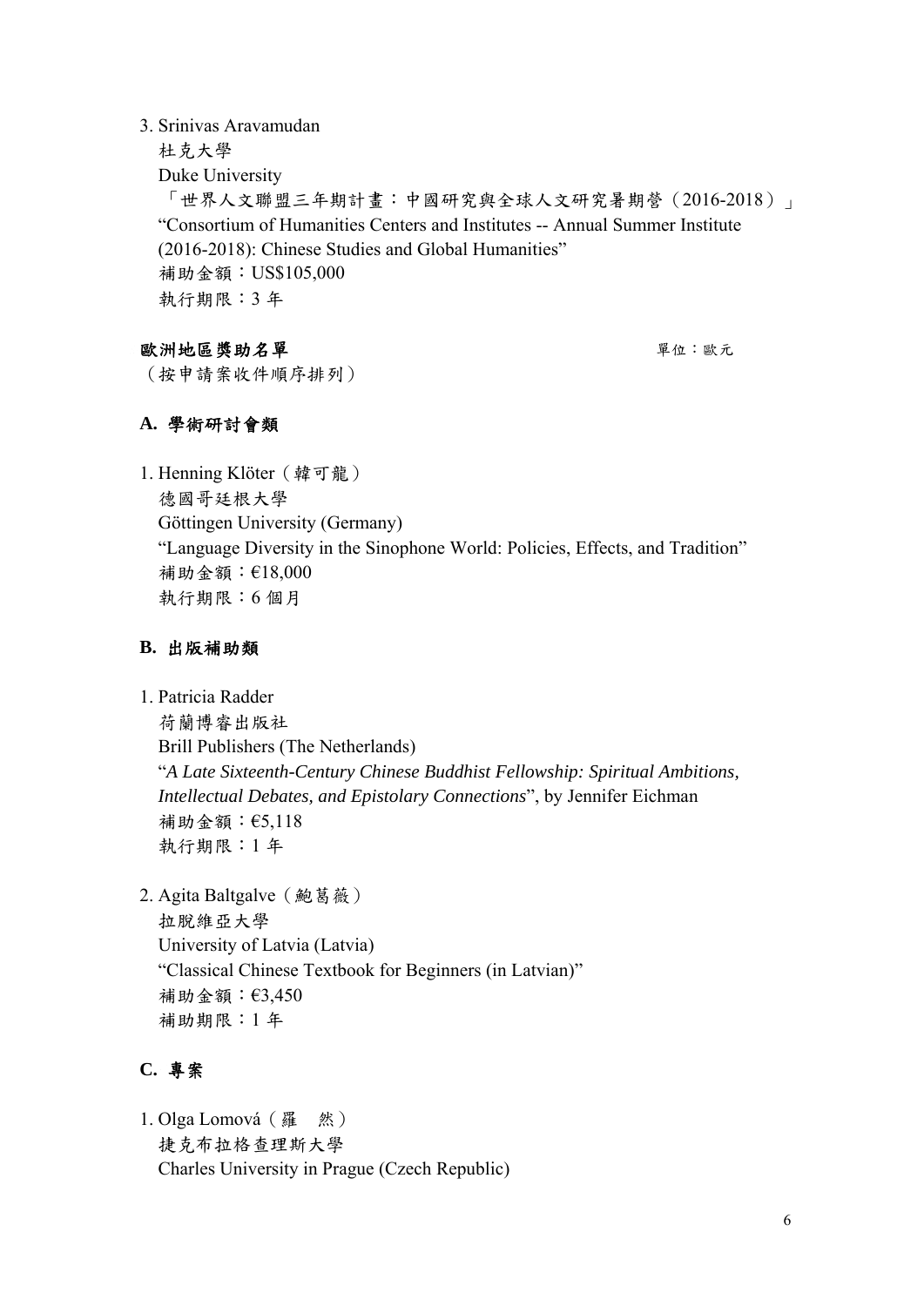3. Srinivas Aravamudan
   杜克大學
   Duke University
   「世界人文聯盟三年期計畫：中國研究與全球人文研究暑期營（2016-2018）」
   "Consortium of Humanities Centers and Institutes -- Annual Summer Institute (2016-2018): Chinese Studies and Global Humanities"
   補助金額：US$105,000
   執行期限：3 年

**歐洲地區獎助名單** 單位：歐元

（按申請案收件順序排列）

### A. 學術研討會類

1. Henning Klöter（韓可龍）
   德國哥廷根大學
   Göttingen University (Germany)
   "Language Diversity in the Sinophone World: Policies, Effects, and Tradition"
   補助金額：€18,000
   執行期限：6 個月

### B. 出版補助類

1. Patricia Radder
   荷蘭博睿出版社
   Brill Publishers (The Netherlands)
   "*A Late Sixteenth-Century Chinese Buddhist Fellowship: Spiritual Ambitions, Intellectual Debates, and Epistolary Connections*", by Jennifer Eichman
   補助金額：€5,118
   執行期限：1 年

2. Agita Baltgalve（鮑葛薇）
   拉脫維亞大學
   University of Latvia (Latvia)
   "Classical Chinese Textbook for Beginners (in Latvian)"
   補助金額：€3,450
   補助期限：1 年

### C. 專案

1. Olga Lomová（羅　然）
   捷克布拉格查理斯大學
   Charles University in Prague (Czech Republic)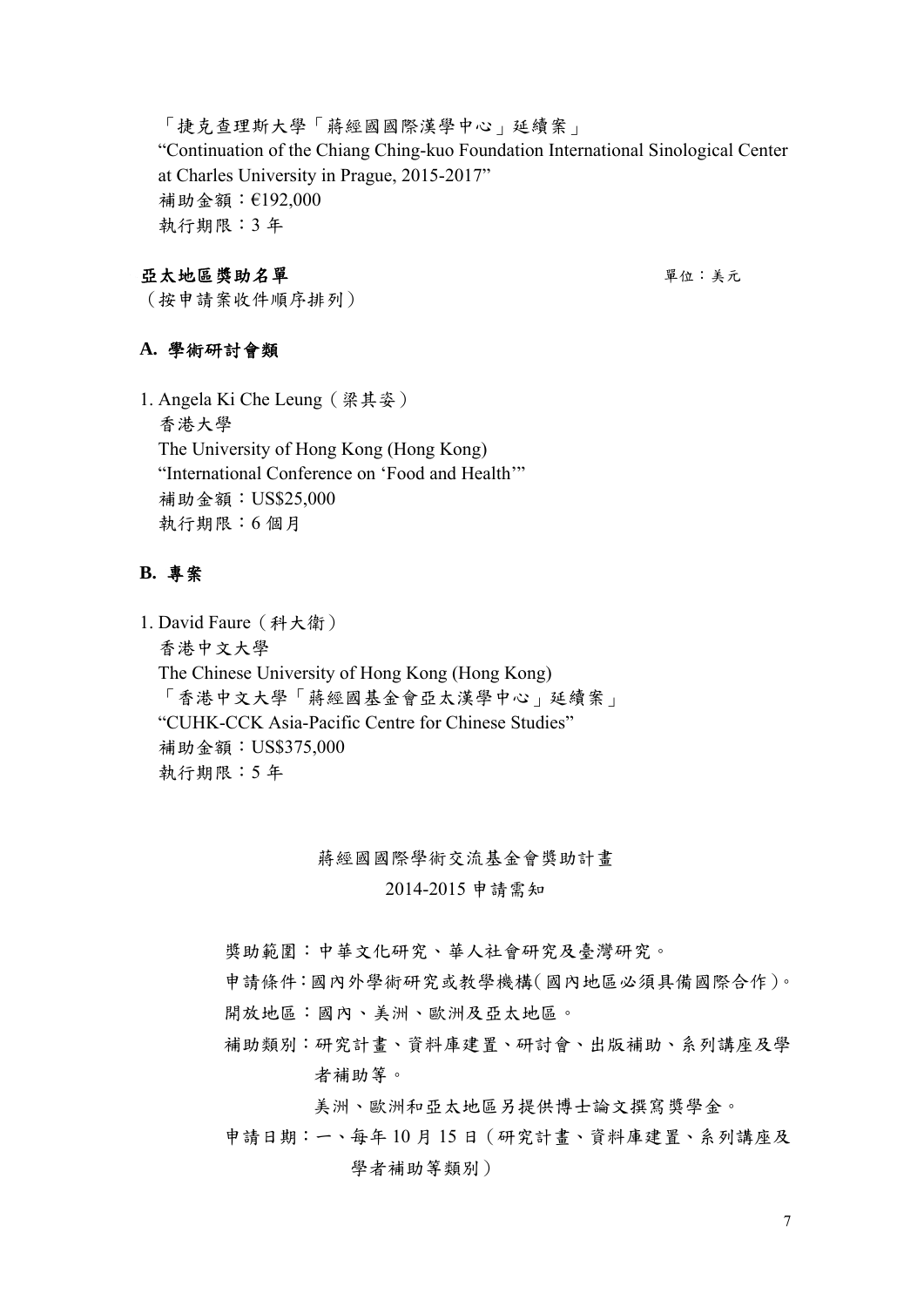「捷克查理斯大學「蔣經國國際漢學中心」延續案」
"Continuation of the Chiang Ching-kuo Foundation International Sinological Center at Charles University in Prague, 2015-2017"
補助金額：€192,000
執行期限：3 年

**亞太地區獎助名單** 單位：美元

（按申請案收件順序排列）

### A. 學術研討會類

1. Angela Ki Che Leung（梁其姿）
   香港大學
   The University of Hong Kong (Hong Kong)
   "International Conference on 'Food and Health'"
   補助金額：US$25,000
   執行期限：6 個月

### B. 專案

1. David Faure（科大衛）
   香港中文大學
   The Chinese University of Hong Kong (Hong Kong)
   「香港中文大學「蔣經國基金會亞太漢學中心」延續案」
   "CUHK-CCK Asia-Pacific Centre for Chinese Studies"
   補助金額：US$375,000
   執行期限：5 年

## 蔣經國國際學術交流基金會獎助計畫
## 2014-2015 申請需知

獎助範圍：中華文化研究、華人社會研究及臺灣研究。

申請條件：國內外學術研究或教學機構（國內地區必須具備國際合作）。

開放地區：國內、美洲、歐洲及亞太地區。

補助類別：研究計畫、資料庫建置、研討會、出版補助、系列講座及學者補助等。

美洲、歐洲和亞太地區另提供博士論文撰寫獎學金。

申請日期：一、每年 10 月 15 日（研究計畫、資料庫建置、系列講座及學者補助等類別）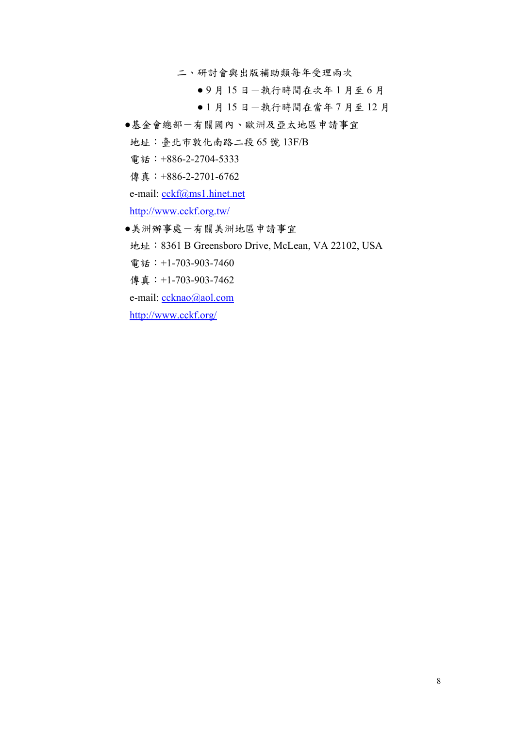二、研討會與出版補助類每年受理兩次

- 9 月 15 日－執行時間在次年 1 月至 6 月
- 1 月 15 日－執行時間在當年 7 月至 12 月

●基金會總部－有關國內、歐洲及亞太地區申請事宜

地址：臺北市敦化南路二段 65 號 13F/B

電話：+886-2-2704-5333

傳真：+886-2-2701-6762

e-mail: cckf@ms1.hinet.net

http://www.cckf.org.tw/

●美洲辦事處－有關美洲地區申請事宜

地址：8361 B Greensboro Drive, McLean, VA 22102, USA

電話：+1-703-903-7460

傳真：+1-703-903-7462

e-mail: ccknao@aol.com

http://www.cckf.org/